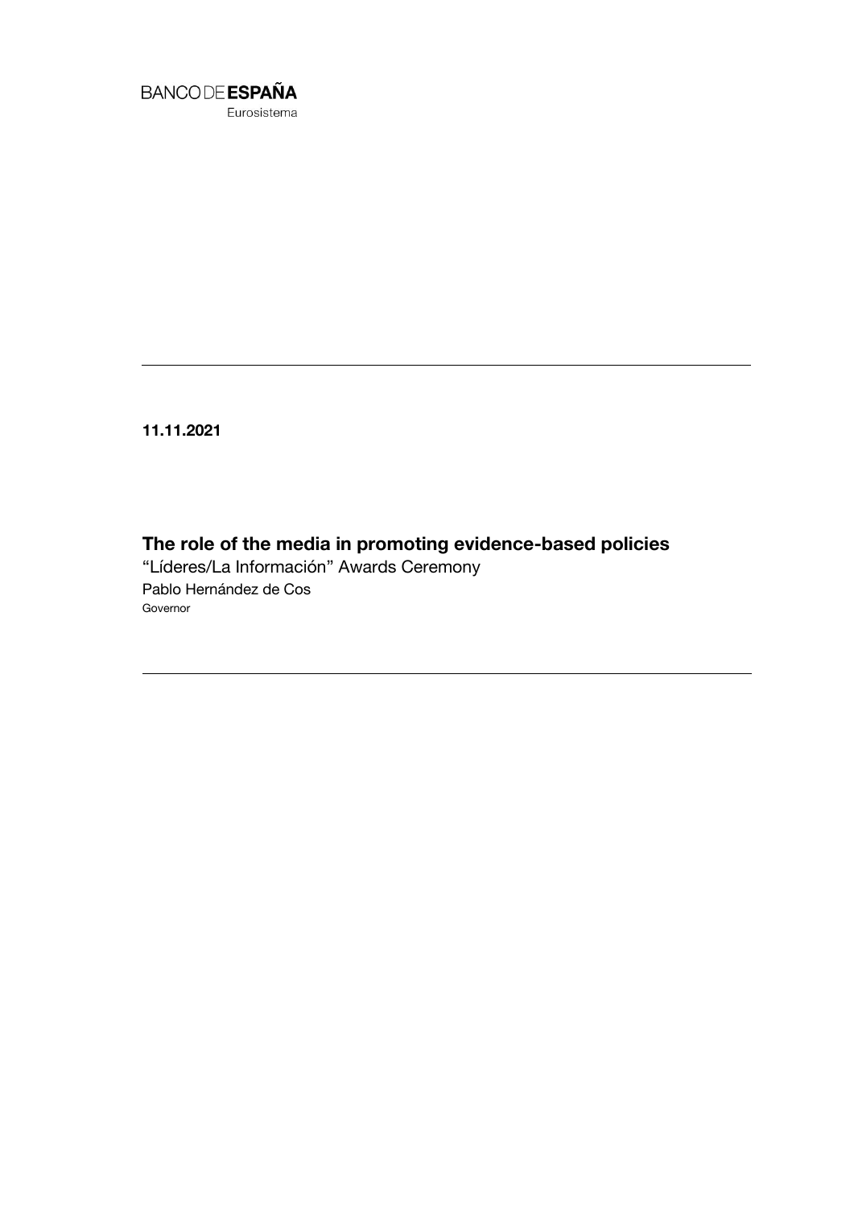BANCO DE **ESPAÑA**
Eurosistema

**11.11.2021**

# The role of the media in promoting evidence-based policies

"Líderes/La Información" Awards Ceremony

Pablo Hernández de Cos

Governor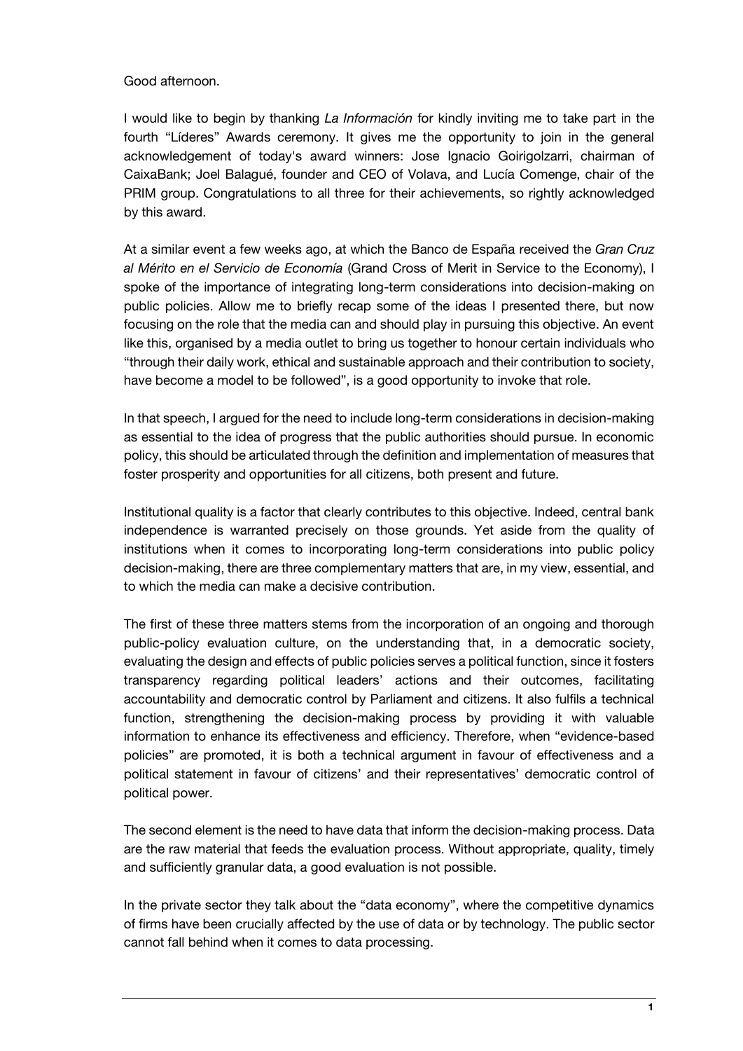Good afternoon.

I would like to begin by thanking *La Información* for kindly inviting me to take part in the fourth "Líderes" Awards ceremony. It gives me the opportunity to join in the general acknowledgement of today's award winners: Jose Ignacio Goirigolzarri, chairman of CaixaBank; Joel Balagué, founder and CEO of Volava, and Lucía Comenge, chair of the PRIM group. Congratulations to all three for their achievements, so rightly acknowledged by this award.

At a similar event a few weeks ago, at which the Banco de España received the *Gran Cruz al Mérito en el Servicio de Economía* (Grand Cross of Merit in Service to the Economy), I spoke of the importance of integrating long-term considerations into decision-making on public policies. Allow me to briefly recap some of the ideas I presented there, but now focusing on the role that the media can and should play in pursuing this objective. An event like this, organised by a media outlet to bring us together to honour certain individuals who "through their daily work, ethical and sustainable approach and their contribution to society, have become a model to be followed", is a good opportunity to invoke that role.

In that speech, I argued for the need to include long-term considerations in decision-making as essential to the idea of progress that the public authorities should pursue. In economic policy, this should be articulated through the definition and implementation of measures that foster prosperity and opportunities for all citizens, both present and future.

Institutional quality is a factor that clearly contributes to this objective. Indeed, central bank independence is warranted precisely on those grounds. Yet aside from the quality of institutions when it comes to incorporating long-term considerations into public policy decision-making, there are three complementary matters that are, in my view, essential, and to which the media can make a decisive contribution.

The first of these three matters stems from the incorporation of an ongoing and thorough public-policy evaluation culture, on the understanding that, in a democratic society, evaluating the design and effects of public policies serves a political function, since it fosters transparency regarding political leaders' actions and their outcomes, facilitating accountability and democratic control by Parliament and citizens. It also fulfils a technical function, strengthening the decision-making process by providing it with valuable information to enhance its effectiveness and efficiency. Therefore, when "evidence-based policies" are promoted, it is both a technical argument in favour of effectiveness and a political statement in favour of citizens' and their representatives' democratic control of political power.

The second element is the need to have data that inform the decision-making process. Data are the raw material that feeds the evaluation process. Without appropriate, quality, timely and sufficiently granular data, a good evaluation is not possible.

In the private sector they talk about the "data economy", where the competitive dynamics of firms have been crucially affected by the use of data or by technology. The public sector cannot fall behind when it comes to data processing.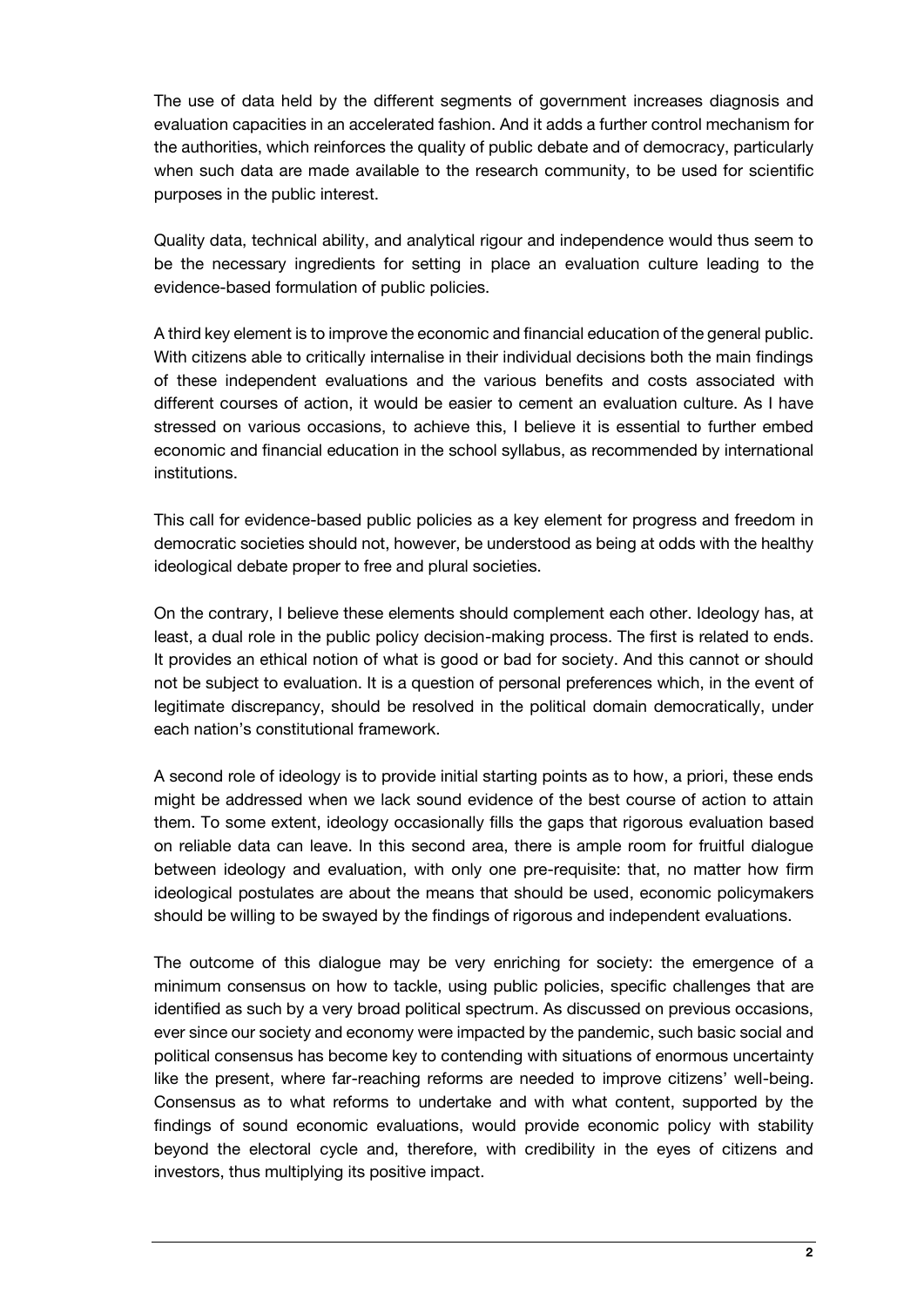The use of data held by the different segments of government increases diagnosis and evaluation capacities in an accelerated fashion. And it adds a further control mechanism for the authorities, which reinforces the quality of public debate and of democracy, particularly when such data are made available to the research community, to be used for scientific purposes in the public interest.

Quality data, technical ability, and analytical rigour and independence would thus seem to be the necessary ingredients for setting in place an evaluation culture leading to the evidence-based formulation of public policies.

A third key element is to improve the economic and financial education of the general public. With citizens able to critically internalise in their individual decisions both the main findings of these independent evaluations and the various benefits and costs associated with different courses of action, it would be easier to cement an evaluation culture. As I have stressed on various occasions, to achieve this, I believe it is essential to further embed economic and financial education in the school syllabus, as recommended by international institutions.

This call for evidence-based public policies as a key element for progress and freedom in democratic societies should not, however, be understood as being at odds with the healthy ideological debate proper to free and plural societies.

On the contrary, I believe these elements should complement each other. Ideology has, at least, a dual role in the public policy decision-making process. The first is related to ends. It provides an ethical notion of what is good or bad for society. And this cannot or should not be subject to evaluation. It is a question of personal preferences which, in the event of legitimate discrepancy, should be resolved in the political domain democratically, under each nation's constitutional framework.

A second role of ideology is to provide initial starting points as to how, a priori, these ends might be addressed when we lack sound evidence of the best course of action to attain them. To some extent, ideology occasionally fills the gaps that rigorous evaluation based on reliable data can leave. In this second area, there is ample room for fruitful dialogue between ideology and evaluation, with only one pre-requisite: that, no matter how firm ideological postulates are about the means that should be used, economic policymakers should be willing to be swayed by the findings of rigorous and independent evaluations.

The outcome of this dialogue may be very enriching for society: the emergence of a minimum consensus on how to tackle, using public policies, specific challenges that are identified as such by a very broad political spectrum. As discussed on previous occasions, ever since our society and economy were impacted by the pandemic, such basic social and political consensus has become key to contending with situations of enormous uncertainty like the present, where far-reaching reforms are needed to improve citizens' well-being. Consensus as to what reforms to undertake and with what content, supported by the findings of sound economic evaluations, would provide economic policy with stability beyond the electoral cycle and, therefore, with credibility in the eyes of citizens and investors, thus multiplying its positive impact.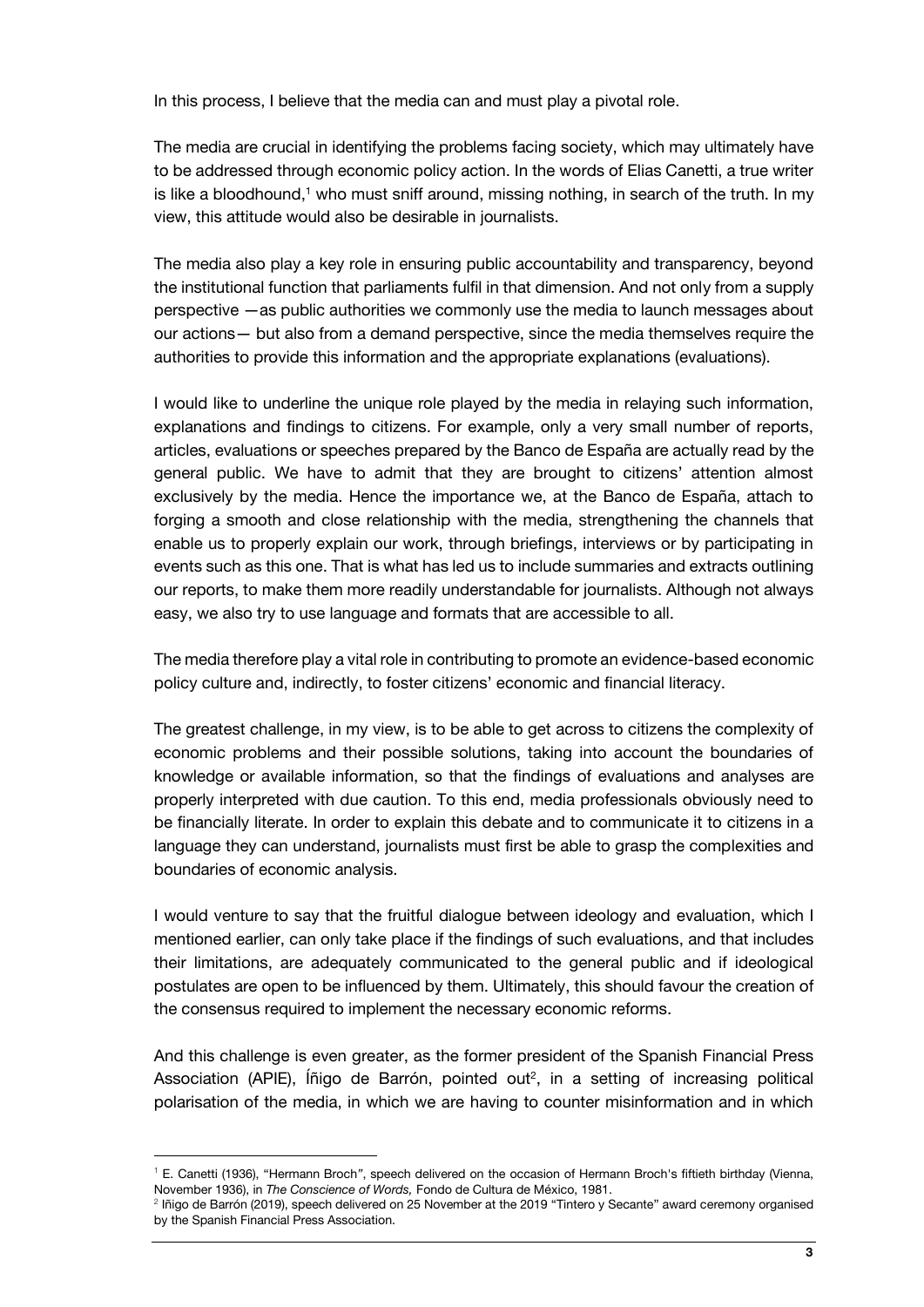In this process, I believe that the media can and must play a pivotal role.

The media are crucial in identifying the problems facing society, which may ultimately have to be addressed through economic policy action. In the words of Elias Canetti, a true writer is like a bloodhound,[1] who must sniff around, missing nothing, in search of the truth. In my view, this attitude would also be desirable in journalists.

The media also play a key role in ensuring public accountability and transparency, beyond the institutional function that parliaments fulfil in that dimension. And not only from a supply perspective —as public authorities we commonly use the media to launch messages about our actions— but also from a demand perspective, since the media themselves require the authorities to provide this information and the appropriate explanations (evaluations).

I would like to underline the unique role played by the media in relaying such information, explanations and findings to citizens. For example, only a very small number of reports, articles, evaluations or speeches prepared by the Banco de España are actually read by the general public. We have to admit that they are brought to citizens' attention almost exclusively by the media. Hence the importance we, at the Banco de España, attach to forging a smooth and close relationship with the media, strengthening the channels that enable us to properly explain our work, through briefings, interviews or by participating in events such as this one. That is what has led us to include summaries and extracts outlining our reports, to make them more readily understandable for journalists. Although not always easy, we also try to use language and formats that are accessible to all.

The media therefore play a vital role in contributing to promote an evidence-based economic policy culture and, indirectly, to foster citizens' economic and financial literacy.

The greatest challenge, in my view, is to be able to get across to citizens the complexity of economic problems and their possible solutions, taking into account the boundaries of knowledge or available information, so that the findings of evaluations and analyses are properly interpreted with due caution. To this end, media professionals obviously need to be financially literate. In order to explain this debate and to communicate it to citizens in a language they can understand, journalists must first be able to grasp the complexities and boundaries of economic analysis.

I would venture to say that the fruitful dialogue between ideology and evaluation, which I mentioned earlier, can only take place if the findings of such evaluations, and that includes their limitations, are adequately communicated to the general public and if ideological postulates are open to be influenced by them. Ultimately, this should favour the creation of the consensus required to implement the necessary economic reforms.

And this challenge is even greater, as the former president of the Spanish Financial Press Association (APIE), Íñigo de Barrón, pointed out[2], in a setting of increasing political polarisation of the media, in which we are having to counter misinformation and in which

---

[1] E. Canetti (1936), "Hermann Broch", speech delivered on the occasion of Hermann Broch's fiftieth birthday (Vienna, November 1936), in *The Conscience of Words,* Fondo de Cultura de México, 1981.

[2] Iñigo de Barrón (2019), speech delivered on 25 November at the 2019 "Tintero y Secante" award ceremony organised by the Spanish Financial Press Association.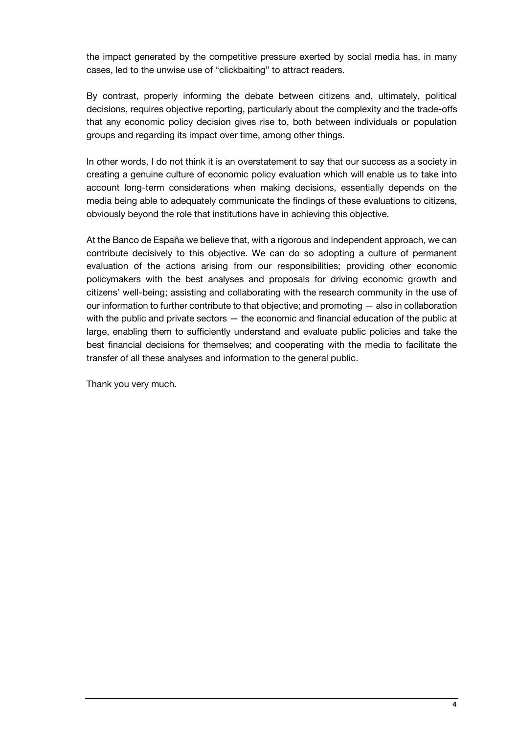the impact generated by the competitive pressure exerted by social media has, in many cases, led to the unwise use of "clickbaiting" to attract readers.

By contrast, properly informing the debate between citizens and, ultimately, political decisions, requires objective reporting, particularly about the complexity and the trade-offs that any economic policy decision gives rise to, both between individuals or population groups and regarding its impact over time, among other things.

In other words, I do not think it is an overstatement to say that our success as a society in creating a genuine culture of economic policy evaluation which will enable us to take into account long-term considerations when making decisions, essentially depends on the media being able to adequately communicate the findings of these evaluations to citizens, obviously beyond the role that institutions have in achieving this objective.

At the Banco de España we believe that, with a rigorous and independent approach, we can contribute decisively to this objective. We can do so adopting a culture of permanent evaluation of the actions arising from our responsibilities; providing other economic policymakers with the best analyses and proposals for driving economic growth and citizens' well-being; assisting and collaborating with the research community in the use of our information to further contribute to that objective; and promoting — also in collaboration with the public and private sectors — the economic and financial education of the public at large, enabling them to sufficiently understand and evaluate public policies and take the best financial decisions for themselves; and cooperating with the media to facilitate the transfer of all these analyses and information to the general public.

Thank you very much.